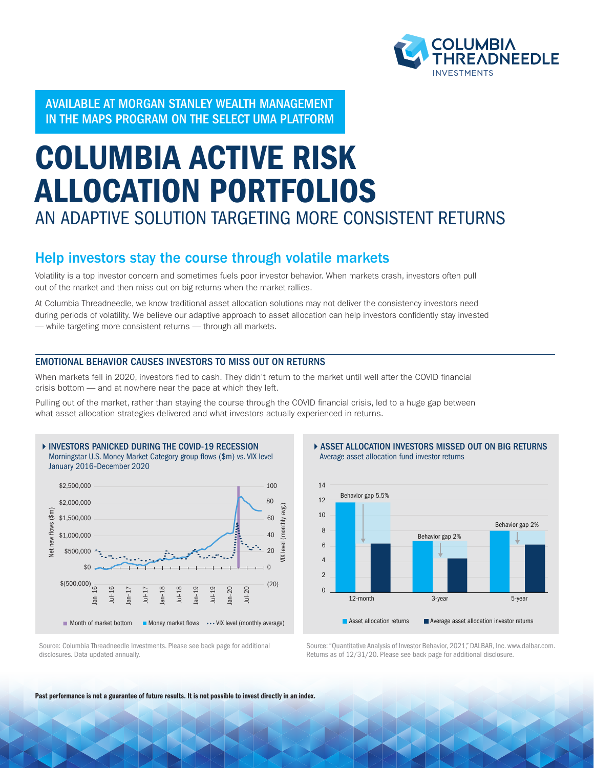COLUMBIA THREADNEEDLE INVESTMENTS

AVAILABLE AT MORGAN STANLEY WEALTH MANAGEMENT IN THE MAPS PROGRAM ON THE SELECT UMA PLATFORM

# COLUMBIA ACTIVE RISK ALLOCATION PORTFOLIOS

AN ADAPTIVE SOLUTION TARGETING MORE CONSISTENT RETURNS

## Help investors stay the course through volatile markets

Volatility is a top investor concern and sometimes fuels poor investor behavior. When markets crash, investors often pull out of the market and then miss out on big returns when the market rallies.

At Columbia Threadneedle, we know traditional asset allocation solutions may not deliver the consistency investors need during periods of volatility. We believe our adaptive approach to asset allocation can help investors confidently stay invested — while targeting more consistent returns — through all markets.

### EMOTIONAL BEHAVIOR CAUSES INVESTORS TO MISS OUT ON RETURNS

When markets fell in 2020, investors fled to cash. They didn't return to the market until well after the COVID financial crisis bottom — and at nowhere near the pace at which they left.

Pulling out of the market, rather than staying the course through the COVID financial crisis, led to a huge gap between what asset allocation strategies delivered and what investors actually experienced in returns.

**INVESTORS PANICKED DURING THE COVID-19 RECESSION**

Morningstar U.S. Money Market Category group flows ($m) vs. VIX level January 2016–December 2020

Legend: Month of market bottom; Money market flows; VIX level (monthly average)

Source: Columbia Threadneedle Investments. Please see back page for additional disclosures. Data updated annually.

**ASSET ALLOCATION INVESTORS MISSED OUT ON BIG RETURNS**

Average asset allocation fund investor returns

| | Behavior gap |
|---|---|
| 12-month | 5.5% |
| 3-year | 2% |
| 5-year | 2% |

Legend: Asset allocation returns; Average asset allocation investor returns

Source: "Quantitative Analysis of Investor Behavior, 2021," DALBAR, Inc. www.dalbar.com. Returns as of 12/31/20. Please see back page for additional disclosure.

**Past performance is not a guarantee of future results. It is not possible to invest directly in an index.**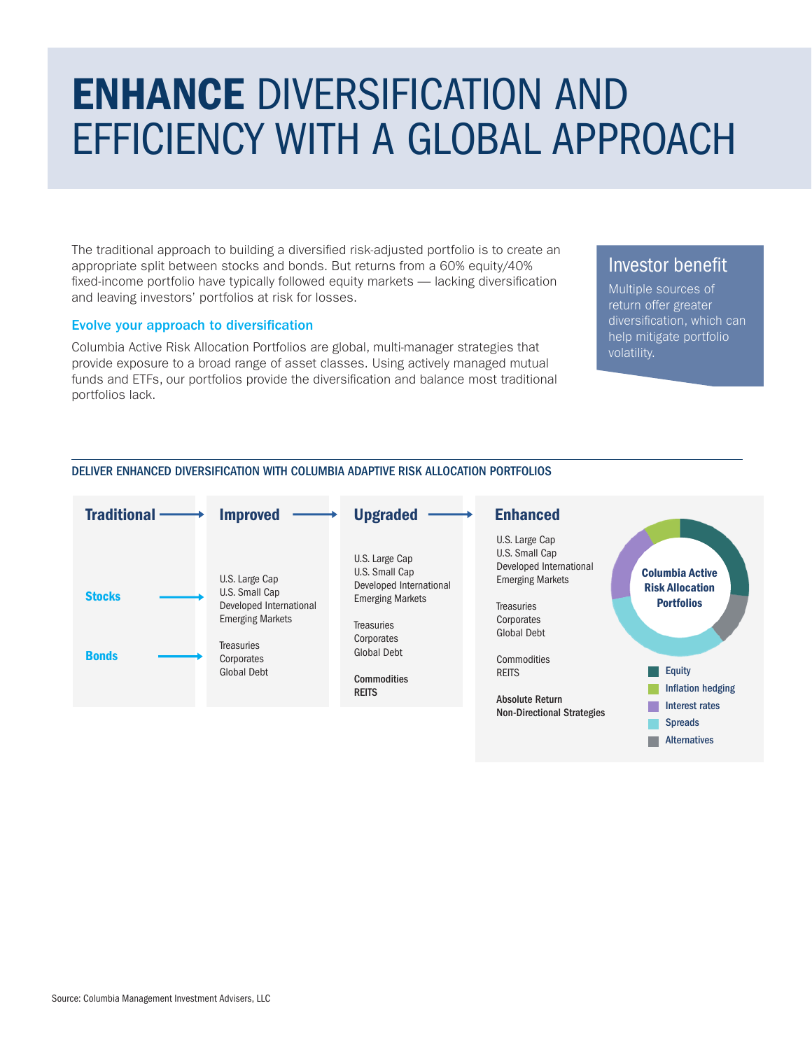# **ENHANCE** DIVERSIFICATION AND EFFICIENCY WITH A GLOBAL APPROACH

The traditional approach to building a diversified risk-adjusted portfolio is to create an appropriate split between stocks and bonds. But returns from a 60% equity/40% fixed-income portfolio have typically followed equity markets — lacking diversification and leaving investors' portfolios at risk for losses.

### Evolve your approach to diversification

Columbia Active Risk Allocation Portfolios are global, multi-manager strategies that provide exposure to a broad range of asset classes. Using actively managed mutual funds and ETFs, our portfolios provide the diversification and balance most traditional portfolios lack.

> **Investor benefit**
>
> Multiple sources of return offer greater diversification, which can help mitigate portfolio volatility.

## DELIVER ENHANCED DIVERSIFICATION WITH COLUMBIA ADAPTIVE RISK ALLOCATION PORTFOLIOS

**Traditional** → **Improved** → **Upgraded** → **Enhanced**

**Traditional**
- **Stocks** →
- **Bonds** →

**Improved**

U.S. Large Cap
U.S. Small Cap
Developed International
Emerging Markets

Treasuries
Corporates
Global Debt

**Upgraded**

U.S. Large Cap
U.S. Small Cap
Developed International
Emerging Markets

Treasuries
Corporates
Global Debt

**Commodities**
**REITS**

**Enhanced**

U.S. Large Cap
U.S. Small Cap
Developed International
Emerging Markets

Treasuries
Corporates
Global Debt

Commodities
REITS

**Absolute Return**
**Non-Directional Strategies**

**Columbia Active Risk Allocation Portfolios**

- Equity
- Inflation hedging
- Interest rates
- Spreads
- Alternatives

Source: Columbia Management Investment Advisers, LLC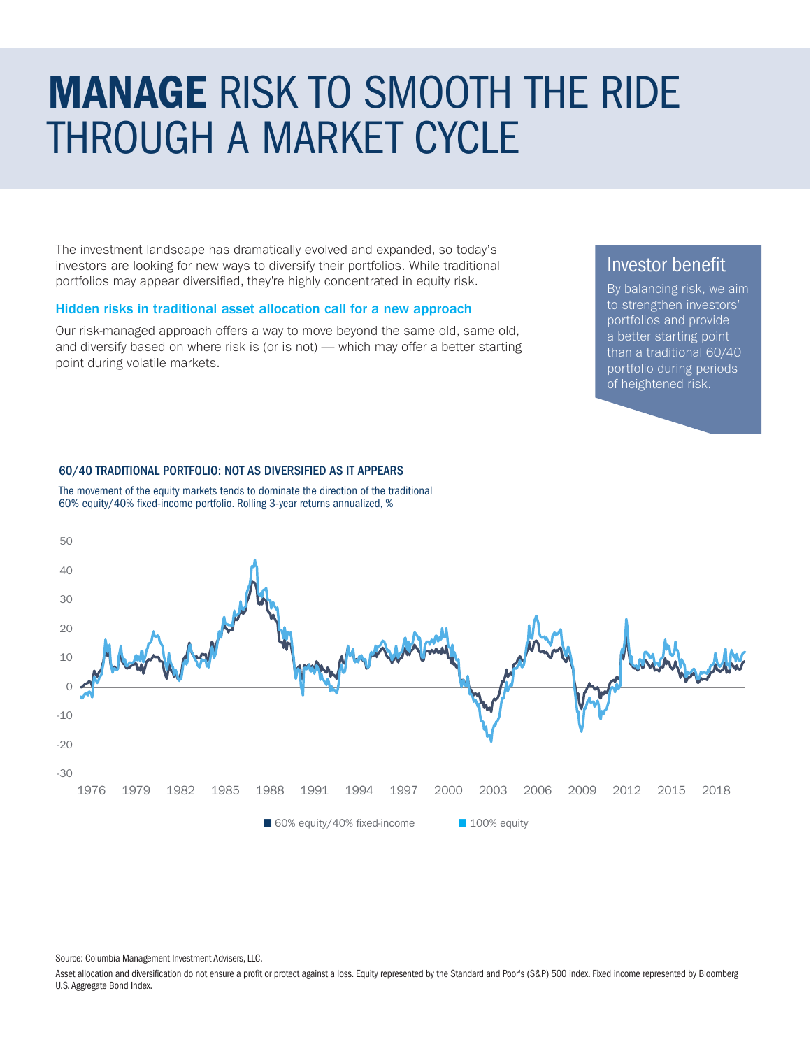# **MANAGE** RISK TO SMOOTH THE RIDE THROUGH A MARKET CYCLE

The investment landscape has dramatically evolved and expanded, so today's investors are looking for new ways to diversify their portfolios. While traditional portfolios may appear diversified, they're highly concentrated in equity risk.

### Hidden risks in traditional asset allocation call for a new approach

Our risk-managed approach offers a way to move beyond the same old, same old, and diversify based on where risk is (or is not) — which may offer a better starting point during volatile markets.

## Investor benefit

By balancing risk, we aim to strengthen investors' portfolios and provide a better starting point than a traditional 60/40 portfolio during periods of heightened risk.

### 60/40 TRADITIONAL PORTFOLIO: NOT AS DIVERSIFIED AS IT APPEARS

The movement of the equity markets tends to dominate the direction of the traditional 60% equity/40% fixed-income portfolio. Rolling 3-year returns annualized, %

50
40
30
20
10
0
-10
-20
-30

1976 1979 1982 1985 1988 1991 1994 1997 2000 2003 2006 2009 2012 2015 2018

■ 60% equity/40% fixed-income ■ 100% equity

Source: Columbia Management Investment Advisers, LLC.

Asset allocation and diversification do not ensure a profit or protect against a loss. Equity represented by the Standard and Poor's (S&P) 500 index. Fixed income represented by Bloomberg U.S. Aggregate Bond Index.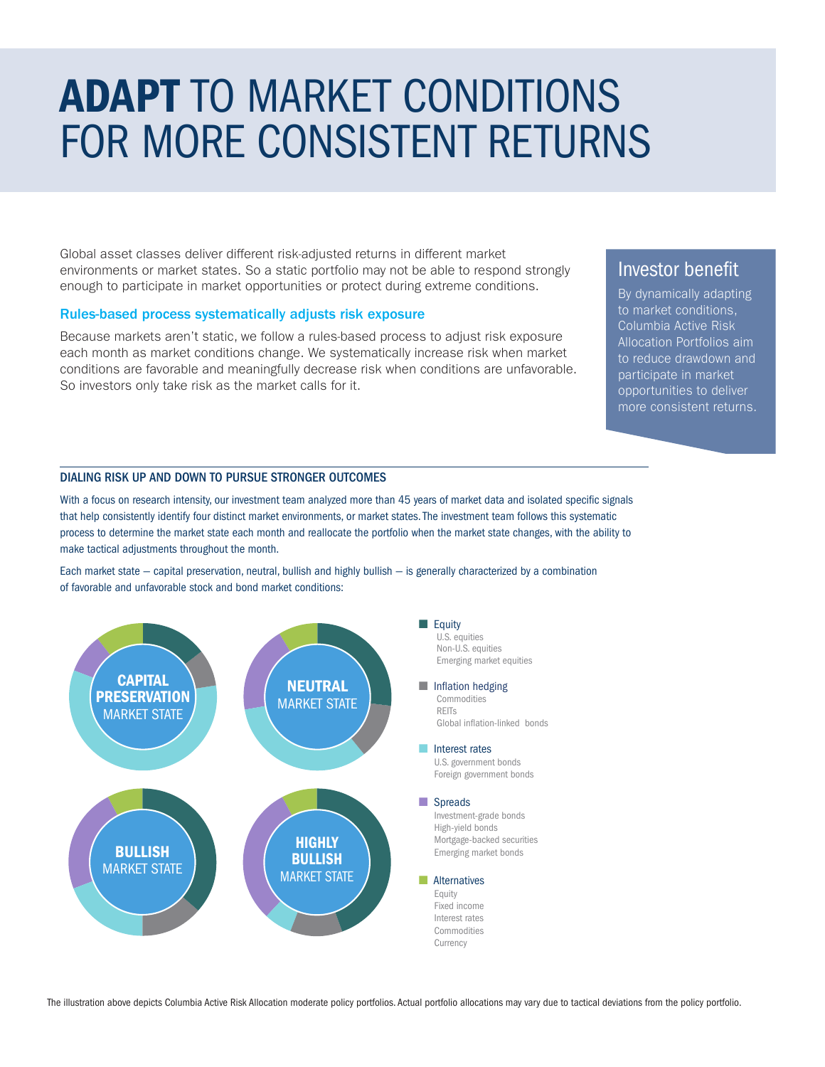# **ADAPT** TO MARKET CONDITIONS FOR MORE CONSISTENT RETURNS

Global asset classes deliver different risk-adjusted returns in different market environments or market states. So a static portfolio may not be able to respond strongly enough to participate in market opportunities or protect during extreme conditions.

### Rules-based process systematically adjusts risk exposure

Because markets aren't static, we follow a rules-based process to adjust risk exposure each month as market conditions change. We systematically increase risk when market conditions are favorable and meaningfully decrease risk when conditions are unfavorable. So investors only take risk as the market calls for it.

## Investor benefit

By dynamically adapting to market conditions, Columbia Active Risk Allocation Portfolios aim to reduce drawdown and participate in market opportunities to deliver more consistent returns.

### DIALING RISK UP AND DOWN TO PURSUE STRONGER OUTCOMES

With a focus on research intensity, our investment team analyzed more than 45 years of market data and isolated specific signals that help consistently identify four distinct market environments, or market states. The investment team follows this systematic process to determine the market state each month and reallocate the portfolio when the market state changes, with the ability to make tactical adjustments throughout the month.

Each market state — capital preservation, neutral, bullish and highly bullish — is generally characterized by a combination of favorable and unfavorable stock and bond market conditions:

**CAPITAL PRESERVATION** MARKET STATE

**NEUTRAL** MARKET STATE

**BULLISH** MARKET STATE

**HIGHLY BULLISH** MARKET STATE

- **Equity**
  - U.S. equities
  - Non-U.S. equities
  - Emerging market equities
- **Inflation hedging**
  - Commodities
  - REITs
  - Global inflation-linked bonds
- **Interest rates**
  - U.S. government bonds
  - Foreign government bonds
- **Spreads**
  - Investment-grade bonds
  - High-yield bonds
  - Mortgage-backed securities
  - Emerging market bonds
- **Alternatives**
  - Equity
  - Fixed income
  - Interest rates
  - Commodities
  - Currency

The illustration above depicts Columbia Active Risk Allocation moderate policy portfolios. Actual portfolio allocations may vary due to tactical deviations from the policy portfolio.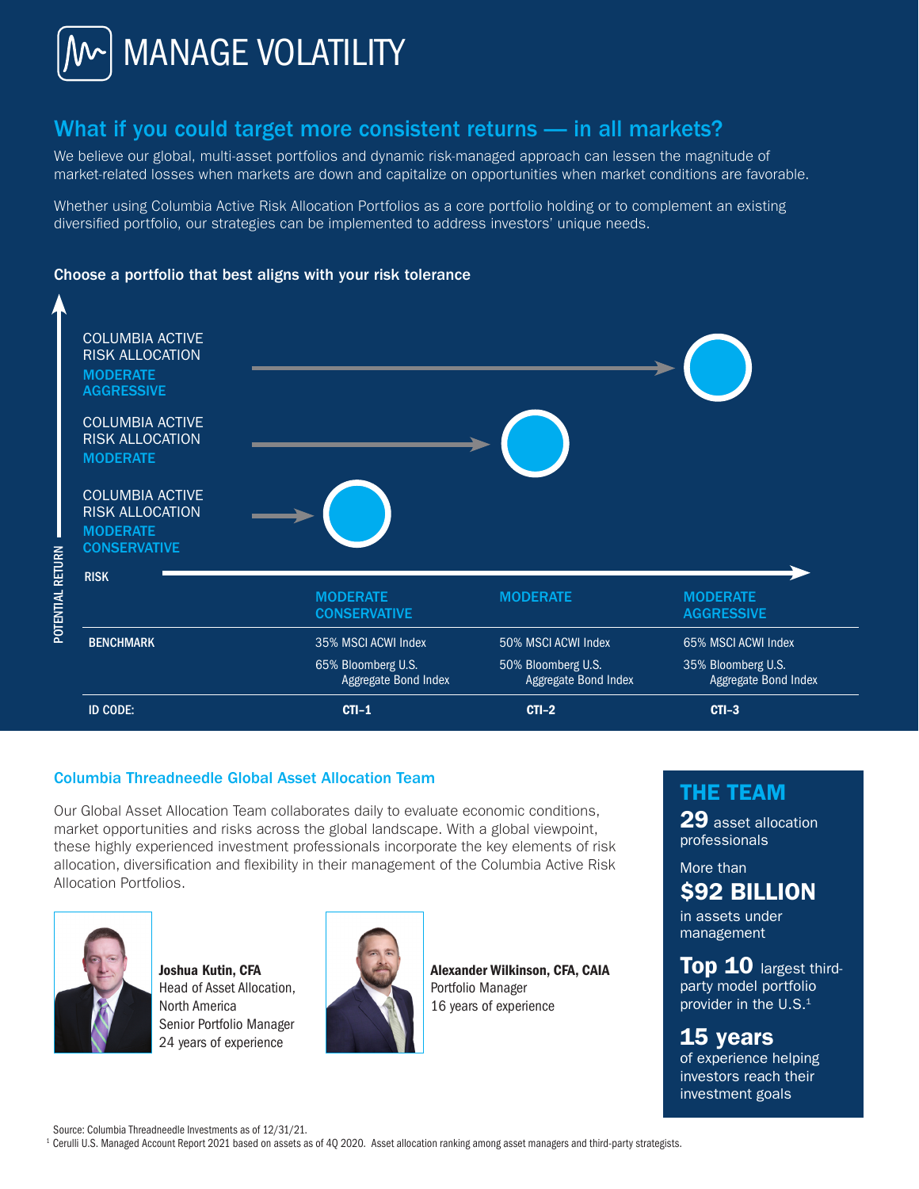# MANAGE VOLATILITY

## What if you could target more consistent returns — in all markets?

We believe our global, multi-asset portfolios and dynamic risk-managed approach can lessen the magnitude of market-related losses when markets are down and capitalize on opportunities when market conditions are favorable.

Whether using Columbia Active Risk Allocation Portfolios as a core portfolio holding or to complement an existing diversified portfolio, our strategies can be implemented to address investors' unique needs.

### Choose a portfolio that best aligns with your risk tolerance

POTENTIAL RETURN

COLUMBIA ACTIVE RISK ALLOCATION **MODERATE AGGRESSIVE**

COLUMBIA ACTIVE RISK ALLOCATION **MODERATE**

COLUMBIA ACTIVE RISK ALLOCATION **MODERATE CONSERVATIVE**

| RISK | MODERATE CONSERVATIVE | MODERATE | MODERATE AGGRESSIVE |
|---|---|---|---|
| **BENCHMARK** | 35% MSCI ACWI Index<br>65% Bloomberg U.S. Aggregate Bond Index | 50% MSCI ACWI Index<br>50% Bloomberg U.S. Aggregate Bond Index | 65% MSCI ACWI Index<br>35% Bloomberg U.S. Aggregate Bond Index |
| **ID CODE:** | **CTI-1** | **CTI-2** | **CTI-3** |

## Columbia Threadneedle Global Asset Allocation Team

Our Global Asset Allocation Team collaborates daily to evaluate economic conditions, market opportunities and risks across the global landscape. With a global viewpoint, these highly experienced investment professionals incorporate the key elements of risk allocation, diversification and flexibility in their management of the Columbia Active Risk Allocation Portfolios.

**Joshua Kutin, CFA**
Head of Asset Allocation, North America
Senior Portfolio Manager
24 years of experience

**Alexander Wilkinson, CFA, CAIA**
Portfolio Manager
16 years of experience

### THE TEAM

**29** asset allocation professionals

More than **$92 BILLION** in assets under management

**Top 10** largest third-party model portfolio provider in the U.S.[1]

**15 years** of experience helping investors reach their investment goals

Source: Columbia Threadneedle Investments as of 12/31/21.

[1] Cerulli U.S. Managed Account Report 2021 based on assets as of 4Q 2020. Asset allocation ranking among asset managers and third-party strategists.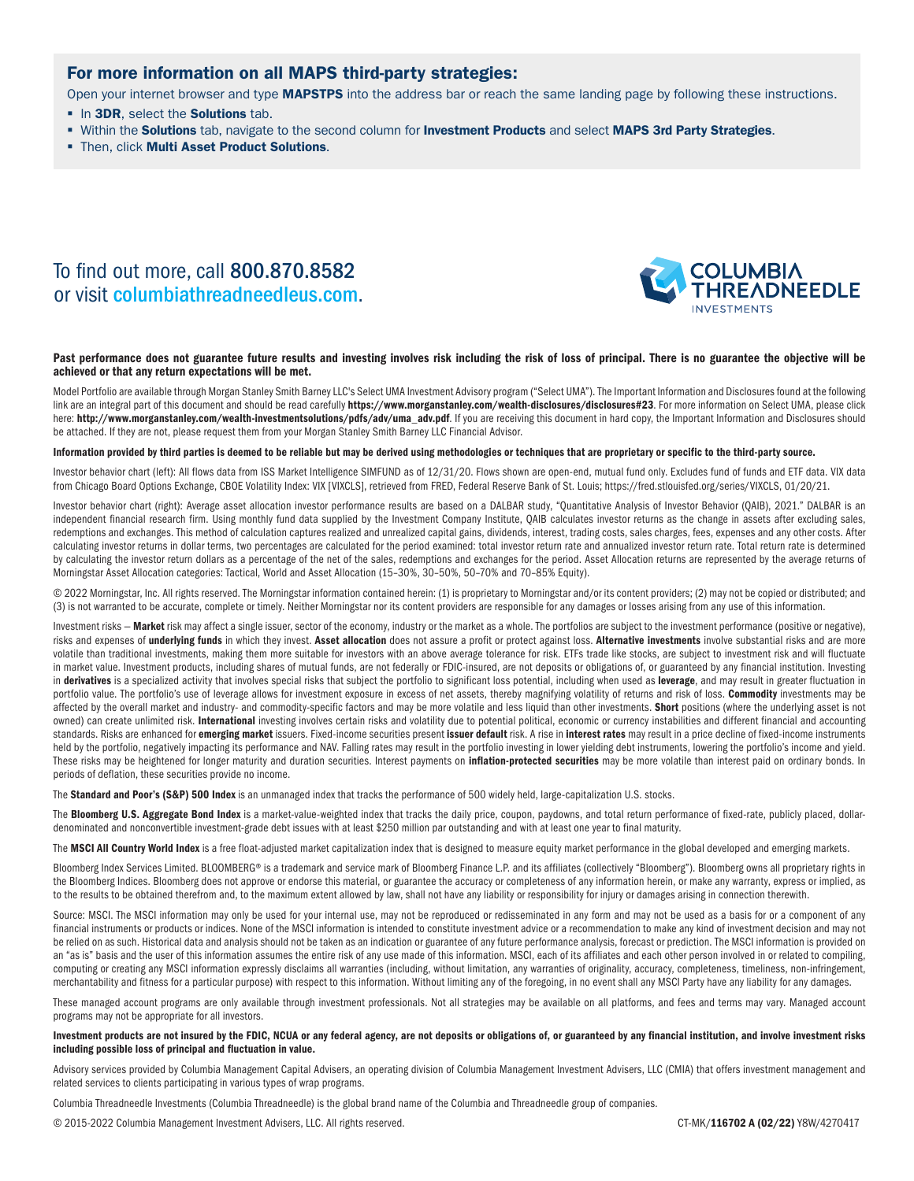## For more information on all MAPS third-party strategies:

Open your internet browser and type **MAPSTPS** into the address bar or reach the same landing page by following these instructions.

- In **3DR**, select the **Solutions** tab.
- Within the **Solutions** tab, navigate to the second column for **Investment Products** and select **MAPS 3rd Party Strategies**.
- Then, click **Multi Asset Product Solutions**.

To find out more, call **800.870.8582**
or visit **columbiathreadneedleus.com**.

COLUMBIA THREADNEEDLE INVESTMENTS

**Past performance does not guarantee future results and investing involves risk including the risk of loss of principal. There is no guarantee the objective will be achieved or that any return expectations will be met.**

Model Portfolio are available through Morgan Stanley Smith Barney LLC's Select UMA Investment Advisory program ("Select UMA"). The Important Information and Disclosures found at the following link are an integral part of this document and should be read carefully **https://www.morganstanley.com/wealth-disclosures/disclosures#23**. For more information on Select UMA, please click here: **http://www.morganstanley.com/wealth-investmentsolutions/pdfs/adv/uma_adv.pdf**. If you are receiving this document in hard copy, the Important Information and Disclosures should be attached. If they are not, please request them from your Morgan Stanley Smith Barney LLC Financial Advisor.

**Information provided by third parties is deemed to be reliable but may be derived using methodologies or techniques that are proprietary or specific to the third-party source.**

Investor behavior chart (left): All flows data from ISS Market Intelligence SIMFUND as of 12/31/20. Flows shown are open-end, mutual fund only. Excludes fund of funds and ETF data. VIX data from Chicago Board Options Exchange, CBOE Volatility Index: VIX [VIXCLS], retrieved from FRED, Federal Reserve Bank of St. Louis; https://fred.stlouisfed.org/series/VIXCLS, 01/20/21.

Investor behavior chart (right): Average asset allocation investor performance results are based on a DALBAR study, "Quantitative Analysis of Investor Behavior (QAIB), 2021." DALBAR is an independent financial research firm. Using monthly fund data supplied by the Investment Company Institute, QAIB calculates investor returns as the change in assets after excluding sales, redemptions and exchanges. This method of calculation captures realized and unrealized capital gains, dividends, interest, trading costs, sales charges, fees, expenses and any other costs. After calculating investor returns in dollar terms, two percentages are calculated for the period examined: total investor return rate and annualized investor return rate. Total return rate is determined by calculating the investor return dollars as a percentage of the net of the sales, redemptions and exchanges for the period. Asset Allocation returns are represented by the average returns of Morningstar Asset Allocation categories: Tactical, World and Asset Allocation (15–30%, 30–50%, 50–70% and 70–85% Equity).

© 2022 Morningstar, Inc. All rights reserved. The Morningstar information contained herein: (1) is proprietary to Morningstar and/or its content providers; (2) may not be copied or distributed; and (3) is not warranted to be accurate, complete or timely. Neither Morningstar nor its content providers are responsible for any damages or losses arising from any use of this information.

Investment risks – **Market** risk may affect a single issuer, sector of the economy, industry or the market as a whole. The portfolios are subject to the investment performance (positive or negative), risks and expenses of **underlying funds** in which they invest. **Asset allocation** does not assure a profit or protect against loss. **Alternative investments** involve substantial risks and are more volatile than traditional investments, making them more suitable for investors with an above average tolerance for risk. ETFs trade like stocks, are subject to investment risk and will fluctuate in market value. Investment products, including shares of mutual funds, are not federally or FDIC-insured, are not deposits or obligations of, or guaranteed by any financial institution. Investing in **derivatives** is a specialized activity that involves special risks that subject the portfolio to significant loss potential, including when used as **leverage**, and may result in greater fluctuation in portfolio value. The portfolio's use of leverage allows for investment exposure in excess of net assets, thereby magnifying volatility of returns and risk of loss. **Commodity** investments may be affected by the overall market and industry- and commodity-specific factors and may be more volatile and less liquid than other investments. **Short** positions (where the underlying asset is not owned) can create unlimited risk. **International** investing involves certain risks and volatility due to potential political, economic or currency instabilities and different financial and accounting standards. Risks are enhanced for **emerging market** issuers. Fixed-income securities present **issuer default** risk. A rise in **interest rates** may result in a price decline of fixed-income instruments held by the portfolio, negatively impacting its performance and NAV. Falling rates may result in the portfolio investing in lower yielding debt instruments, lowering the portfolio's income and yield. These risks may be heightened for longer maturity and duration securities. Interest payments on **inflation-protected securities** may be more volatile than interest paid on ordinary bonds. In periods of deflation, these securities provide no income.

The **Standard and Poor's (S&P) 500 Index** is an unmanaged index that tracks the performance of 500 widely held, large-capitalization U.S. stocks.

The **Bloomberg U.S. Aggregate Bond Index** is a market-value-weighted index that tracks the daily price, coupon, paydowns, and total return performance of fixed-rate, publicly placed, dollar-denominated and nonconvertible investment-grade debt issues with at least $250 million par outstanding and with at least one year to final maturity.

The **MSCI All Country World Index** is a free float-adjusted market capitalization index that is designed to measure equity market performance in the global developed and emerging markets.

Bloomberg Index Services Limited. BLOOMBERG® is a trademark and service mark of Bloomberg Finance L.P. and its affiliates (collectively "Bloomberg"). Bloomberg owns all proprietary rights in the Bloomberg Indices. Bloomberg does not approve or endorse this material, or guarantee the accuracy or completeness of any information herein, or make any warranty, express or implied, as to the results to be obtained therefrom and, to the maximum extent allowed by law, shall not have any liability or responsibility for injury or damages arising in connection therewith.

Source: MSCI. The MSCI information may only be used for your internal use, may not be reproduced or redisseminated in any form and may not be used as a basis for or a component of any financial instruments or products or indices. None of the MSCI information is intended to constitute investment advice or a recommendation to make any kind of investment decision and may not be relied on as such. Historical data and analysis should not be taken as an indication or guarantee of any future performance analysis, forecast or prediction. The MSCI information is provided on an "as is" basis and the user of this information assumes the entire risk of any use made of this information. MSCI, each of its affiliates and each other person involved in or related to compiling, computing or creating any MSCI information expressly disclaims all warranties (including, without limitation, any warranties of originality, accuracy, completeness, timeliness, non-infringement, merchantability and fitness for a particular purpose) with respect to this information. Without limiting any of the foregoing, in no event shall any MSCI Party have any liability for any damages.

These managed account programs are only available through investment professionals. Not all strategies may be available on all platforms, and fees and terms may vary. Managed account programs may not be appropriate for all investors.

**Investment products are not insured by the FDIC, NCUA or any federal agency, are not deposits or obligations of, or guaranteed by any financial institution, and involve investment risks including possible loss of principal and fluctuation in value.**

Advisory services provided by Columbia Management Capital Advisers, an operating division of Columbia Management Investment Advisers, LLC (CMIA) that offers investment management and related services to clients participating in various types of wrap programs.

Columbia Threadneedle Investments (Columbia Threadneedle) is the global brand name of the Columbia and Threadneedle group of companies.

© 2015-2022 Columbia Management Investment Advisers, LLC. All rights reserved.

CT-MK/**116702 A (02/22)** Y8W/4270417